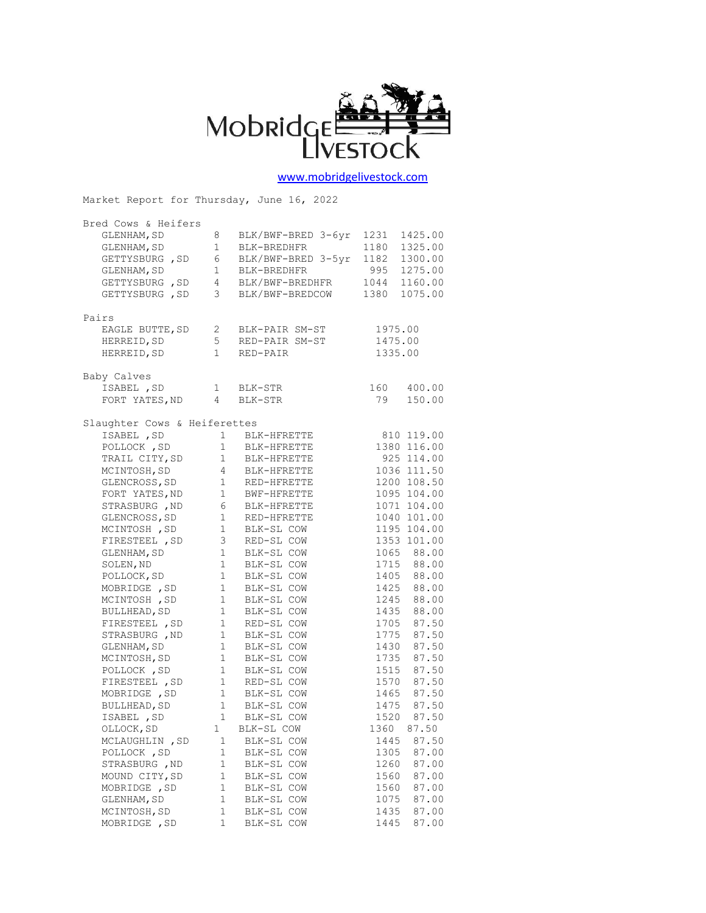# Mobridge Livestock

www.mobridgelivestock.com

Market Report for Thursday, June 16, 2022

## Bred Cows & Heifers

| Location | Head | Description | Weight | Price |
|---|---|---|---|---|
| GLENHAM,SD | 8 | BLK/BWF-BRED 3-6yr | 1231 | 1425.00 |
| GLENHAM,SD | 1 | BLK-BREDHFR | 1180 | 1325.00 |
| GETTYSBURG ,SD | 6 | BLK/BWF-BRED 3-5yr | 1182 | 1300.00 |
| GLENHAM,SD | 1 | BLK-BREDHFR | 995 | 1275.00 |
| GETTYSBURG ,SD | 4 | BLK/BWF-BREDHFR | 1044 | 1160.00 |
| GETTYSBURG ,SD | 3 | BLK/BWF-BREDCOW | 1380 | 1075.00 |

## Pairs

| Location | Head | Description | Price |
|---|---|---|---|
| EAGLE BUTTE,SD | 2 | BLK-PAIR SM-ST | 1975.00 |
| HERREID,SD | 5 | RED-PAIR SM-ST | 1475.00 |
| HERREID,SD | 1 | RED-PAIR | 1335.00 |

## Baby Calves

| Location | Head | Description | Weight | Price |
|---|---|---|---|---|
| ISABEL ,SD | 1 | BLK-STR | 160 | 400.00 |
| FORT YATES,ND | 4 | BLK-STR | 79 | 150.00 |

## Slaughter Cows & Heiferettes

| Location | Head | Description | Weight | Price |
|---|---|---|---|---|
| ISABEL ,SD | 1 | BLK-HFRETTE | 810 | 119.00 |
| POLLOCK ,SD | 1 | BLK-HFRETTE | 1380 | 116.00 |
| TRAIL CITY,SD | 1 | BLK-HFRETTE | 925 | 114.00 |
| MCINTOSH,SD | 4 | BLK-HFRETTE | 1036 | 111.50 |
| GLENCROSS,SD | 1 | RED-HFRETTE | 1200 | 108.50 |
| FORT YATES,ND | 1 | BWF-HFRETTE | 1095 | 104.00 |
| STRASBURG ,ND | 6 | BLK-HFRETTE | 1071 | 104.00 |
| GLENCROSS,SD | 1 | RED-HFRETTE | 1040 | 101.00 |
| MCINTOSH ,SD | 1 | BLK-SL COW | 1195 | 104.00 |
| FIRESTEEL ,SD | 3 | RED-SL COW | 1353 | 101.00 |
| GLENHAM,SD | 1 | BLK-SL COW | 1065 | 88.00 |
| SOLEN,ND | 1 | BLK-SL COW | 1715 | 88.00 |
| POLLOCK,SD | 1 | BLK-SL COW | 1405 | 88.00 |
| MOBRIDGE ,SD | 1 | BLK-SL COW | 1425 | 88.00 |
| MCINTOSH ,SD | 1 | BLK-SL COW | 1245 | 88.00 |
| BULLHEAD,SD | 1 | BLK-SL COW | 1435 | 88.00 |
| FIRESTEEL ,SD | 1 | RED-SL COW | 1705 | 87.50 |
| STRASBURG ,ND | 1 | BLK-SL COW | 1775 | 87.50 |
| GLENHAM,SD | 1 | BLK-SL COW | 1430 | 87.50 |
| MCINTOSH,SD | 1 | BLK-SL COW | 1735 | 87.50 |
| POLLOCK ,SD | 1 | BLK-SL COW | 1515 | 87.50 |
| FIRESTEEL ,SD | 1 | RED-SL COW | 1570 | 87.50 |
| MOBRIDGE ,SD | 1 | BLK-SL COW | 1465 | 87.50 |
| BULLHEAD,SD | 1 | BLK-SL COW | 1475 | 87.50 |
| ISABEL ,SD | 1 | BLK-SL COW | 1520 | 87.50 |
| OLLOCK,SD | 1 | BLK-SL COW | 1360 | 87.50 |
| MCLAUGHLIN ,SD | 1 | BLK-SL COW | 1445 | 87.50 |
| POLLOCK ,SD | 1 | BLK-SL COW | 1305 | 87.00 |
| STRASBURG ,ND | 1 | BLK-SL COW | 1260 | 87.00 |
| MOUND CITY,SD | 1 | BLK-SL COW | 1560 | 87.00 |
| MOBRIDGE ,SD | 1 | BLK-SL COW | 1560 | 87.00 |
| GLENHAM,SD | 1 | BLK-SL COW | 1075 | 87.00 |
| MCINTOSH,SD | 1 | BLK-SL COW | 1435 | 87.00 |
| MOBRIDGE ,SD | 1 | BLK-SL COW | 1445 | 87.00 |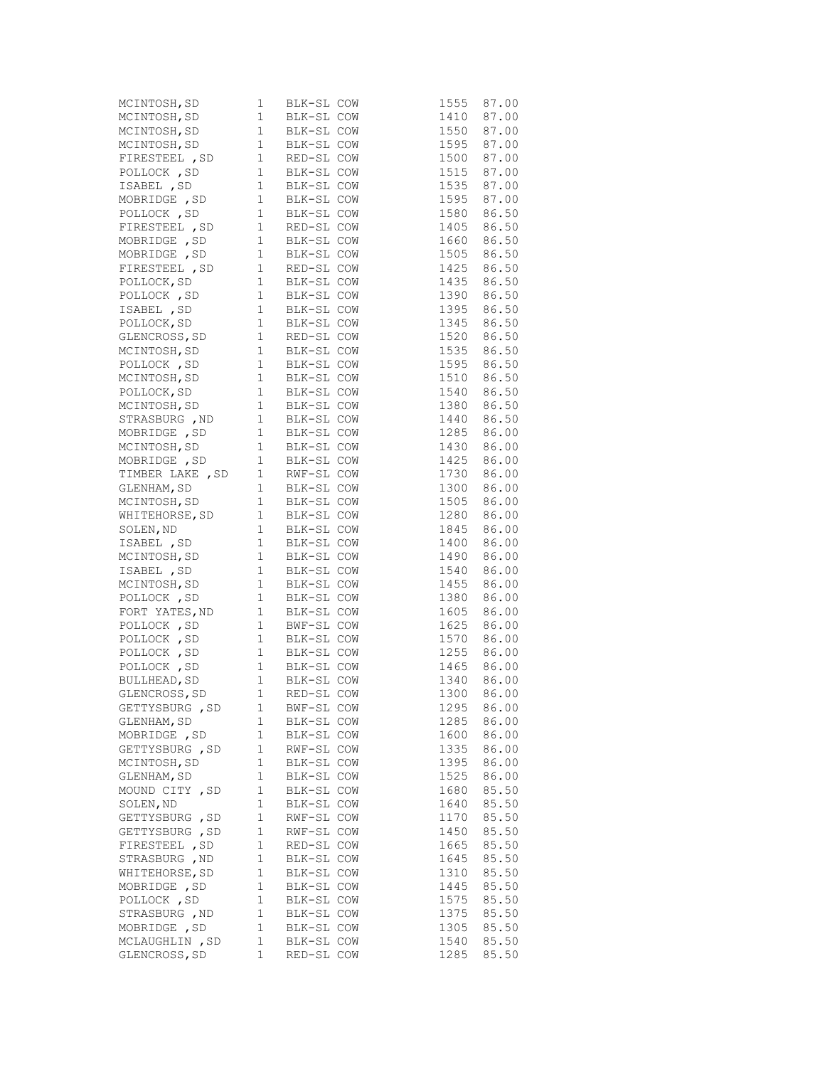| | | | | |
|---|---|---|---|---|
| MCINTOSH,SD | 1 | BLK-SL COW | 1555 | 87.00 |
| MCINTOSH,SD | 1 | BLK-SL COW | 1410 | 87.00 |
| MCINTOSH,SD | 1 | BLK-SL COW | 1550 | 87.00 |
| MCINTOSH,SD | 1 | BLK-SL COW | 1595 | 87.00 |
| FIRESTEEL ,SD | 1 | RED-SL COW | 1500 | 87.00 |
| POLLOCK ,SD | 1 | BLK-SL COW | 1515 | 87.00 |
| ISABEL ,SD | 1 | BLK-SL COW | 1535 | 87.00 |
| MOBRIDGE ,SD | 1 | BLK-SL COW | 1595 | 87.00 |
| POLLOCK ,SD | 1 | BLK-SL COW | 1580 | 86.50 |
| FIRESTEEL ,SD | 1 | RED-SL COW | 1405 | 86.50 |
| MOBRIDGE ,SD | 1 | BLK-SL COW | 1660 | 86.50 |
| MOBRIDGE ,SD | 1 | BLK-SL COW | 1505 | 86.50 |
| FIRESTEEL ,SD | 1 | RED-SL COW | 1425 | 86.50 |
| POLLOCK,SD | 1 | BLK-SL COW | 1435 | 86.50 |
| POLLOCK ,SD | 1 | BLK-SL COW | 1390 | 86.50 |
| ISABEL ,SD | 1 | BLK-SL COW | 1395 | 86.50 |
| POLLOCK,SD | 1 | BLK-SL COW | 1345 | 86.50 |
| GLENCROSS,SD | 1 | RED-SL COW | 1520 | 86.50 |
| MCINTOSH,SD | 1 | BLK-SL COW | 1535 | 86.50 |
| POLLOCK ,SD | 1 | BLK-SL COW | 1595 | 86.50 |
| MCINTOSH,SD | 1 | BLK-SL COW | 1510 | 86.50 |
| POLLOCK,SD | 1 | BLK-SL COW | 1540 | 86.50 |
| MCINTOSH,SD | 1 | BLK-SL COW | 1380 | 86.50 |
| STRASBURG ,ND | 1 | BLK-SL COW | 1440 | 86.50 |
| MOBRIDGE ,SD | 1 | BLK-SL COW | 1285 | 86.00 |
| MCINTOSH,SD | 1 | BLK-SL COW | 1430 | 86.00 |
| MOBRIDGE ,SD | 1 | BLK-SL COW | 1425 | 86.00 |
| TIMBER LAKE ,SD | 1 | RWF-SL COW | 1730 | 86.00 |
| GLENHAM,SD | 1 | BLK-SL COW | 1300 | 86.00 |
| MCINTOSH,SD | 1 | BLK-SL COW | 1505 | 86.00 |
| WHITEHORSE,SD | 1 | BLK-SL COW | 1280 | 86.00 |
| SOLEN,ND | 1 | BLK-SL COW | 1845 | 86.00 |
| ISABEL ,SD | 1 | BLK-SL COW | 1400 | 86.00 |
| MCINTOSH,SD | 1 | BLK-SL COW | 1490 | 86.00 |
| ISABEL ,SD | 1 | BLK-SL COW | 1540 | 86.00 |
| MCINTOSH,SD | 1 | BLK-SL COW | 1455 | 86.00 |
| POLLOCK ,SD | 1 | BLK-SL COW | 1380 | 86.00 |
| FORT YATES,ND | 1 | BLK-SL COW | 1605 | 86.00 |
| POLLOCK ,SD | 1 | BWF-SL COW | 1625 | 86.00 |
| POLLOCK ,SD | 1 | BLK-SL COW | 1570 | 86.00 |
| POLLOCK ,SD | 1 | BLK-SL COW | 1255 | 86.00 |
| POLLOCK ,SD | 1 | BLK-SL COW | 1465 | 86.00 |
| BULLHEAD,SD | 1 | BLK-SL COW | 1340 | 86.00 |
| GLENCROSS,SD | 1 | RED-SL COW | 1300 | 86.00 |
| GETTYSBURG ,SD | 1 | BWF-SL COW | 1295 | 86.00 |
| GLENHAM,SD | 1 | BLK-SL COW | 1285 | 86.00 |
| MOBRIDGE ,SD | 1 | BLK-SL COW | 1600 | 86.00 |
| GETTYSBURG ,SD | 1 | RWF-SL COW | 1335 | 86.00 |
| MCINTOSH,SD | 1 | BLK-SL COW | 1395 | 86.00 |
| GLENHAM,SD | 1 | BLK-SL COW | 1525 | 86.00 |
| MOUND CITY ,SD | 1 | BLK-SL COW | 1680 | 85.50 |
| SOLEN,ND | 1 | BLK-SL COW | 1640 | 85.50 |
| GETTYSBURG ,SD | 1 | RWF-SL COW | 1170 | 85.50 |
| GETTYSBURG ,SD | 1 | RWF-SL COW | 1450 | 85.50 |
| FIRESTEEL ,SD | 1 | RED-SL COW | 1665 | 85.50 |
| STRASBURG ,ND | 1 | BLK-SL COW | 1645 | 85.50 |
| WHITEHORSE,SD | 1 | BLK-SL COW | 1310 | 85.50 |
| MOBRIDGE ,SD | 1 | BLK-SL COW | 1445 | 85.50 |
| POLLOCK ,SD | 1 | BLK-SL COW | 1575 | 85.50 |
| STRASBURG ,ND | 1 | BLK-SL COW | 1375 | 85.50 |
| MOBRIDGE ,SD | 1 | BLK-SL COW | 1305 | 85.50 |
| MCLAUGHLIN ,SD | 1 | BLK-SL COW | 1540 | 85.50 |
| GLENCROSS,SD | 1 | RED-SL COW | 1285 | 85.50 |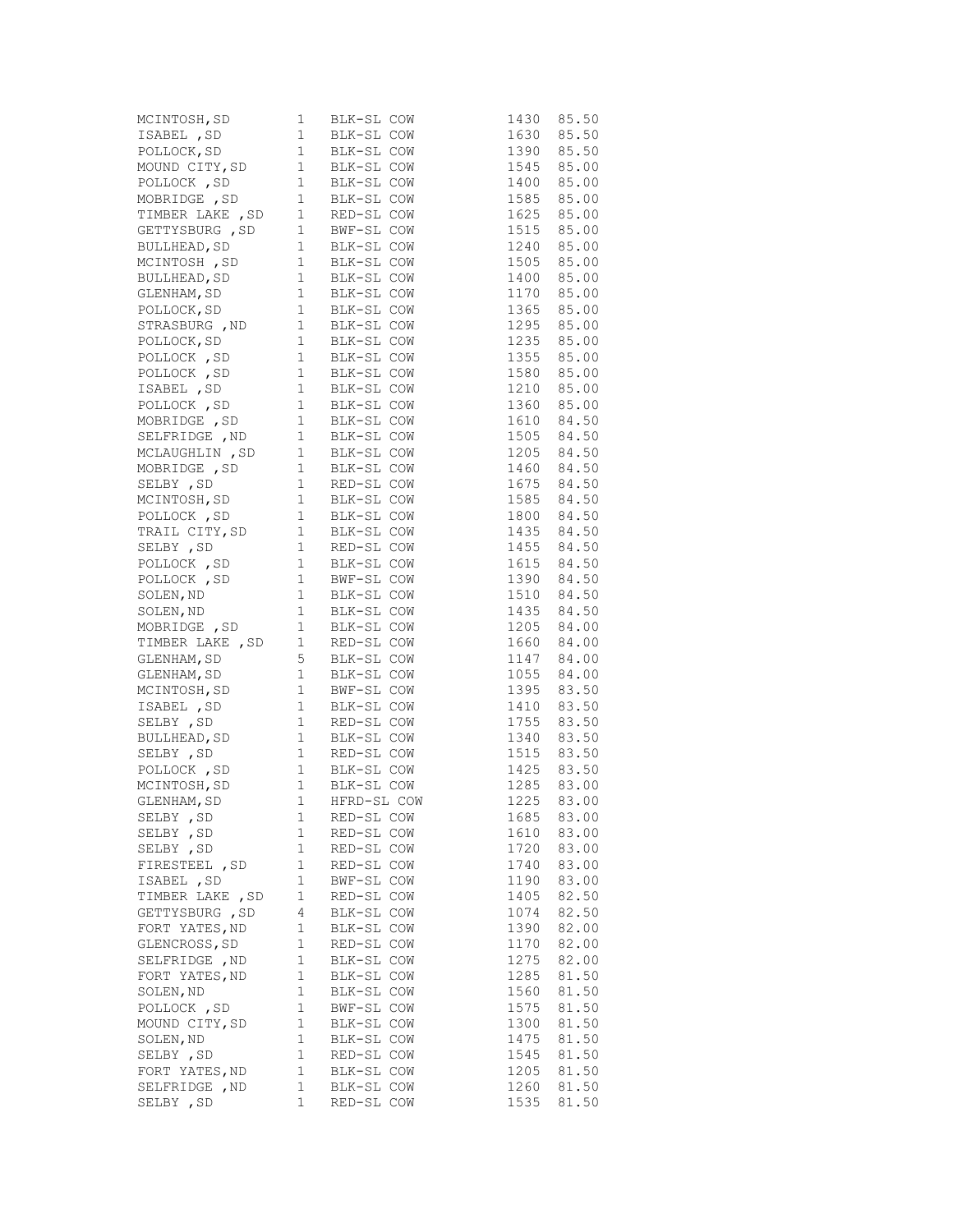| | | | | |
|---|---|---|---|---|
| MCINTOSH,SD | 1 | BLK-SL COW | 1430 | 85.50 |
| ISABEL ,SD | 1 | BLK-SL COW | 1630 | 85.50 |
| POLLOCK,SD | 1 | BLK-SL COW | 1390 | 85.50 |
| MOUND CITY,SD | 1 | BLK-SL COW | 1545 | 85.00 |
| POLLOCK ,SD | 1 | BLK-SL COW | 1400 | 85.00 |
| MOBRIDGE ,SD | 1 | BLK-SL COW | 1585 | 85.00 |
| TIMBER LAKE ,SD | 1 | RED-SL COW | 1625 | 85.00 |
| GETTYSBURG ,SD | 1 | BWF-SL COW | 1515 | 85.00 |
| BULLHEAD,SD | 1 | BLK-SL COW | 1240 | 85.00 |
| MCINTOSH ,SD | 1 | BLK-SL COW | 1505 | 85.00 |
| BULLHEAD,SD | 1 | BLK-SL COW | 1400 | 85.00 |
| GLENHAM,SD | 1 | BLK-SL COW | 1170 | 85.00 |
| POLLOCK,SD | 1 | BLK-SL COW | 1365 | 85.00 |
| STRASBURG ,ND | 1 | BLK-SL COW | 1295 | 85.00 |
| POLLOCK,SD | 1 | BLK-SL COW | 1235 | 85.00 |
| POLLOCK ,SD | 1 | BLK-SL COW | 1355 | 85.00 |
| POLLOCK ,SD | 1 | BLK-SL COW | 1580 | 85.00 |
| ISABEL ,SD | 1 | BLK-SL COW | 1210 | 85.00 |
| POLLOCK ,SD | 1 | BLK-SL COW | 1360 | 85.00 |
| MOBRIDGE ,SD | 1 | BLK-SL COW | 1610 | 84.50 |
| SELFRIDGE ,ND | 1 | BLK-SL COW | 1505 | 84.50 |
| MCLAUGHLIN ,SD | 1 | BLK-SL COW | 1205 | 84.50 |
| MOBRIDGE ,SD | 1 | BLK-SL COW | 1460 | 84.50 |
| SELBY ,SD | 1 | RED-SL COW | 1675 | 84.50 |
| MCINTOSH,SD | 1 | BLK-SL COW | 1585 | 84.50 |
| POLLOCK ,SD | 1 | BLK-SL COW | 1800 | 84.50 |
| TRAIL CITY,SD | 1 | BLK-SL COW | 1435 | 84.50 |
| SELBY ,SD | 1 | RED-SL COW | 1455 | 84.50 |
| POLLOCK ,SD | 1 | BLK-SL COW | 1615 | 84.50 |
| POLLOCK ,SD | 1 | BWF-SL COW | 1390 | 84.50 |
| SOLEN,ND | 1 | BLK-SL COW | 1510 | 84.50 |
| SOLEN,ND | 1 | BLK-SL COW | 1435 | 84.50 |
| MOBRIDGE ,SD | 1 | BLK-SL COW | 1205 | 84.00 |
| TIMBER LAKE ,SD | 1 | RED-SL COW | 1660 | 84.00 |
| GLENHAM,SD | 5 | BLK-SL COW | 1147 | 84.00 |
| GLENHAM,SD | 1 | BLK-SL COW | 1055 | 84.00 |
| MCINTOSH,SD | 1 | BWF-SL COW | 1395 | 83.50 |
| ISABEL ,SD | 1 | BLK-SL COW | 1410 | 83.50 |
| SELBY ,SD | 1 | RED-SL COW | 1755 | 83.50 |
| BULLHEAD,SD | 1 | BLK-SL COW | 1340 | 83.50 |
| SELBY ,SD | 1 | RED-SL COW | 1515 | 83.50 |
| POLLOCK ,SD | 1 | BLK-SL COW | 1425 | 83.50 |
| MCINTOSH,SD | 1 | BLK-SL COW | 1285 | 83.00 |
| GLENHAM,SD | 1 | HFRD-SL COW | 1225 | 83.00 |
| SELBY ,SD | 1 | RED-SL COW | 1685 | 83.00 |
| SELBY ,SD | 1 | RED-SL COW | 1610 | 83.00 |
| SELBY ,SD | 1 | RED-SL COW | 1720 | 83.00 |
| FIRESTEEL ,SD | 1 | RED-SL COW | 1740 | 83.00 |
| ISABEL ,SD | 1 | BWF-SL COW | 1190 | 83.00 |
| TIMBER LAKE ,SD | 1 | RED-SL COW | 1405 | 82.50 |
| GETTYSBURG ,SD | 4 | BLK-SL COW | 1074 | 82.50 |
| FORT YATES,ND | 1 | BLK-SL COW | 1390 | 82.00 |
| GLENCROSS,SD | 1 | RED-SL COW | 1170 | 82.00 |
| SELFRIDGE ,ND | 1 | BLK-SL COW | 1275 | 82.00 |
| FORT YATES,ND | 1 | BLK-SL COW | 1285 | 81.50 |
| SOLEN,ND | 1 | BLK-SL COW | 1560 | 81.50 |
| POLLOCK ,SD | 1 | BWF-SL COW | 1575 | 81.50 |
| MOUND CITY,SD | 1 | BLK-SL COW | 1300 | 81.50 |
| SOLEN,ND | 1 | BLK-SL COW | 1475 | 81.50 |
| SELBY ,SD | 1 | RED-SL COW | 1545 | 81.50 |
| FORT YATES,ND | 1 | BLK-SL COW | 1205 | 81.50 |
| SELFRIDGE ,ND | 1 | BLK-SL COW | 1260 | 81.50 |
| SELBY ,SD | 1 | RED-SL COW | 1535 | 81.50 |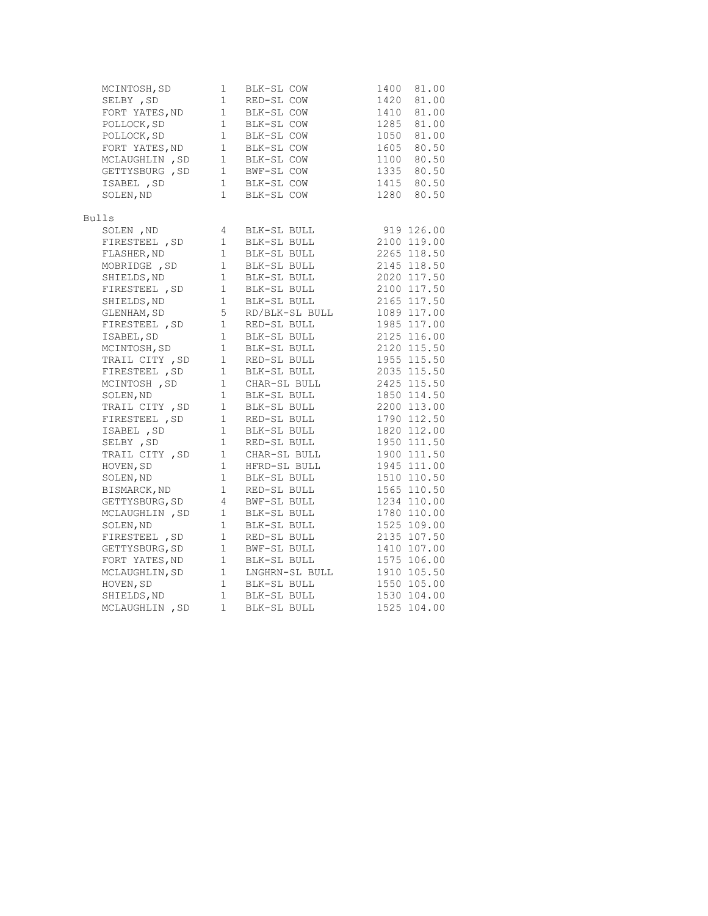| | | | | |
|---|---|---|---|---|
| MCINTOSH,SD | 1 | BLK-SL COW | 1400 | 81.00 |
| SELBY ,SD | 1 | RED-SL COW | 1420 | 81.00 |
| FORT YATES,ND | 1 | BLK-SL COW | 1410 | 81.00 |
| POLLOCK,SD | 1 | BLK-SL COW | 1285 | 81.00 |
| POLLOCK,SD | 1 | BLK-SL COW | 1050 | 81.00 |
| FORT YATES,ND | 1 | BLK-SL COW | 1605 | 80.50 |
| MCLAUGHLIN ,SD | 1 | BLK-SL COW | 1100 | 80.50 |
| GETTYSBURG ,SD | 1 | BWF-SL COW | 1335 | 80.50 |
| ISABEL ,SD | 1 | BLK-SL COW | 1415 | 80.50 |
| SOLEN,ND | 1 | BLK-SL COW | 1280 | 80.50 |

Bulls

| | | | | |
|---|---|---|---|---|
| SOLEN ,ND | 4 | BLK-SL BULL | 919 | 126.00 |
| FIRESTEEL ,SD | 1 | BLK-SL BULL | 2100 | 119.00 |
| FLASHER,ND | 1 | BLK-SL BULL | 2265 | 118.50 |
| MOBRIDGE ,SD | 1 | BLK-SL BULL | 2145 | 118.50 |
| SHIELDS,ND | 1 | BLK-SL BULL | 2020 | 117.50 |
| FIRESTEEL ,SD | 1 | BLK-SL BULL | 2100 | 117.50 |
| SHIELDS,ND | 1 | BLK-SL BULL | 2165 | 117.50 |
| GLENHAM,SD | 5 | RD/BLK-SL BULL | 1089 | 117.00 |
| FIRESTEEL ,SD | 1 | RED-SL BULL | 1985 | 117.00 |
| ISABEL,SD | 1 | BLK-SL BULL | 2125 | 116.00 |
| MCINTOSH,SD | 1 | BLK-SL BULL | 2120 | 115.50 |
| TRAIL CITY ,SD | 1 | RED-SL BULL | 1955 | 115.50 |
| FIRESTEEL ,SD | 1 | BLK-SL BULL | 2035 | 115.50 |
| MCINTOSH ,SD | 1 | CHAR-SL BULL | 2425 | 115.50 |
| SOLEN,ND | 1 | BLK-SL BULL | 1850 | 114.50 |
| TRAIL CITY ,SD | 1 | BLK-SL BULL | 2200 | 113.00 |
| FIRESTEEL ,SD | 1 | RED-SL BULL | 1790 | 112.50 |
| ISABEL ,SD | 1 | BLK-SL BULL | 1820 | 112.00 |
| SELBY ,SD | 1 | RED-SL BULL | 1950 | 111.50 |
| TRAIL CITY ,SD | 1 | CHAR-SL BULL | 1900 | 111.50 |
| HOVEN,SD | 1 | HFRD-SL BULL | 1945 | 111.00 |
| SOLEN,ND | 1 | BLK-SL BULL | 1510 | 110.50 |
| BISMARCK,ND | 1 | RED-SL BULL | 1565 | 110.50 |
| GETTYSBURG,SD | 4 | BWF-SL BULL | 1234 | 110.00 |
| MCLAUGHLIN ,SD | 1 | BLK-SL BULL | 1780 | 110.00 |
| SOLEN,ND | 1 | BLK-SL BULL | 1525 | 109.00 |
| FIRESTEEL ,SD | 1 | RED-SL BULL | 2135 | 107.50 |
| GETTYSBURG,SD | 1 | BWF-SL BULL | 1410 | 107.00 |
| FORT YATES,ND | 1 | BLK-SL BULL | 1575 | 106.00 |
| MCLAUGHLIN,SD | 1 | LNGHRN-SL BULL | 1910 | 105.50 |
| HOVEN,SD | 1 | BLK-SL BULL | 1550 | 105.00 |
| SHIELDS,ND | 1 | BLK-SL BULL | 1530 | 104.00 |
| MCLAUGHLIN ,SD | 1 | BLK-SL BULL | 1525 | 104.00 |